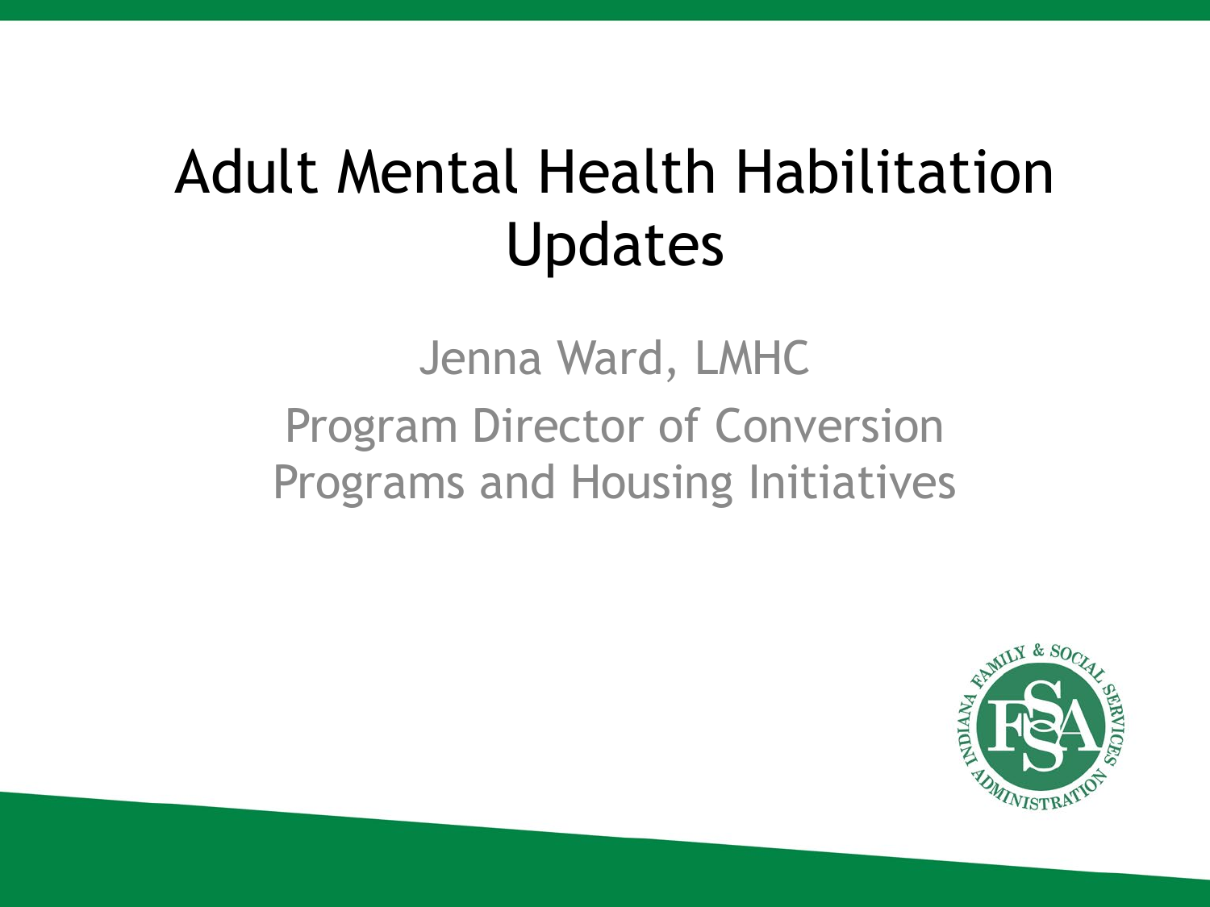# Adult Mental Health Habilitation Updates

Jenna Ward, LMHC

Program Director of Conversion Programs and Housing Initiatives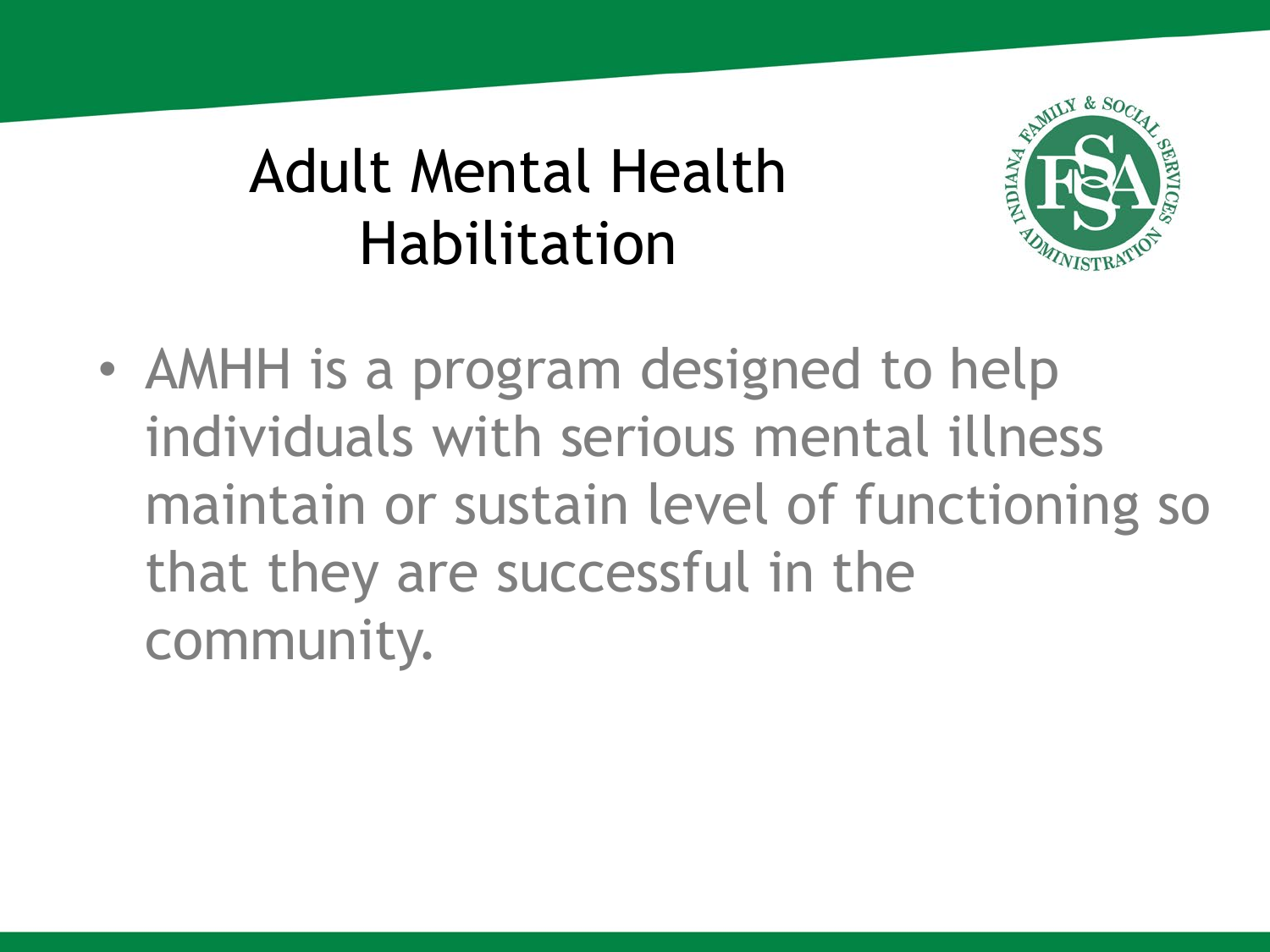# Adult Mental Health Habilitation

- AMHH is a program designed to help individuals with serious mental illness maintain or sustain level of functioning so that they are successful in the community.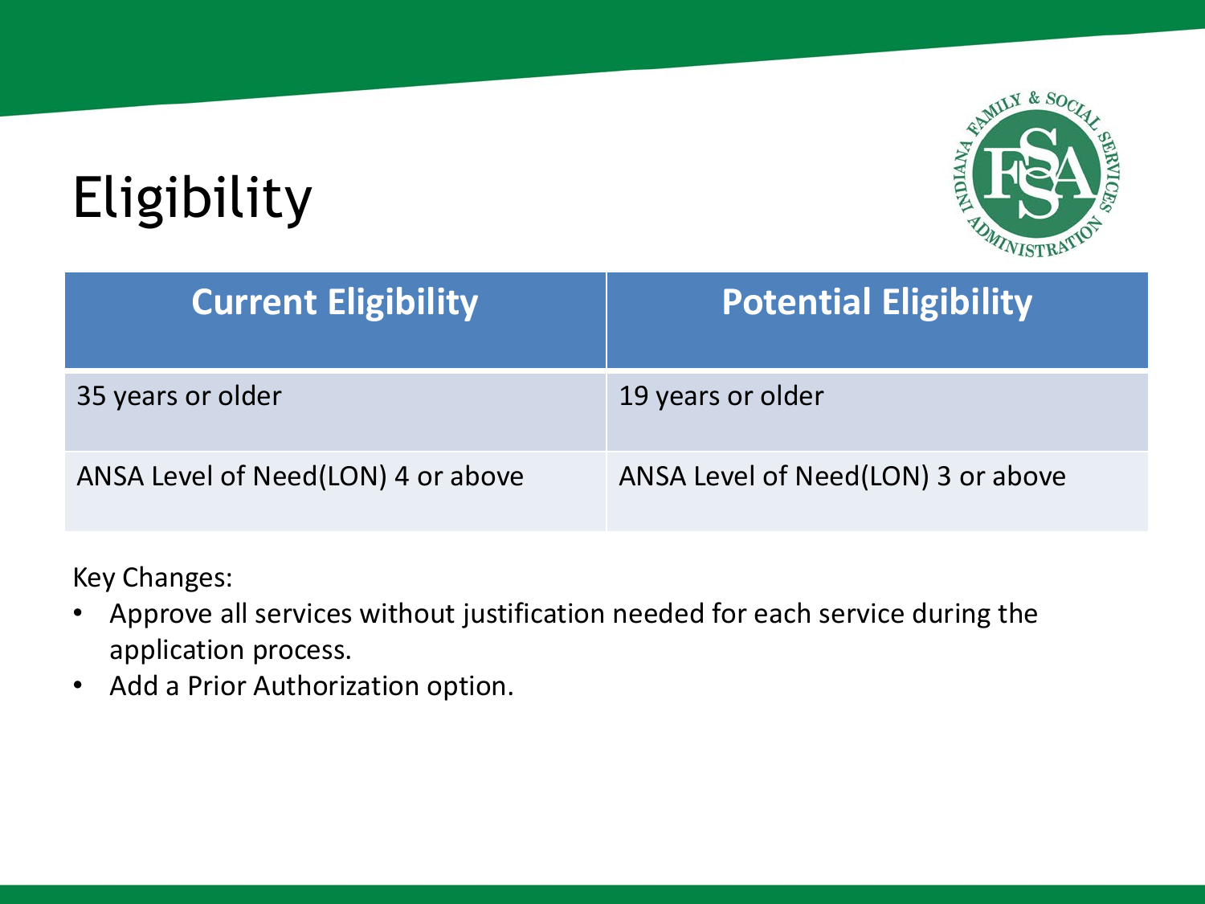# Eligibility

| Current Eligibility | Potential Eligibility |
| --- | --- |
| 35 years or older | 19 years or older |
| ANSA Level of Need(LON) 4 or above | ANSA Level of Need(LON) 3 or above |

Key Changes:

- Approve all services without justification needed for each service during the application process.
- Add a Prior Authorization option.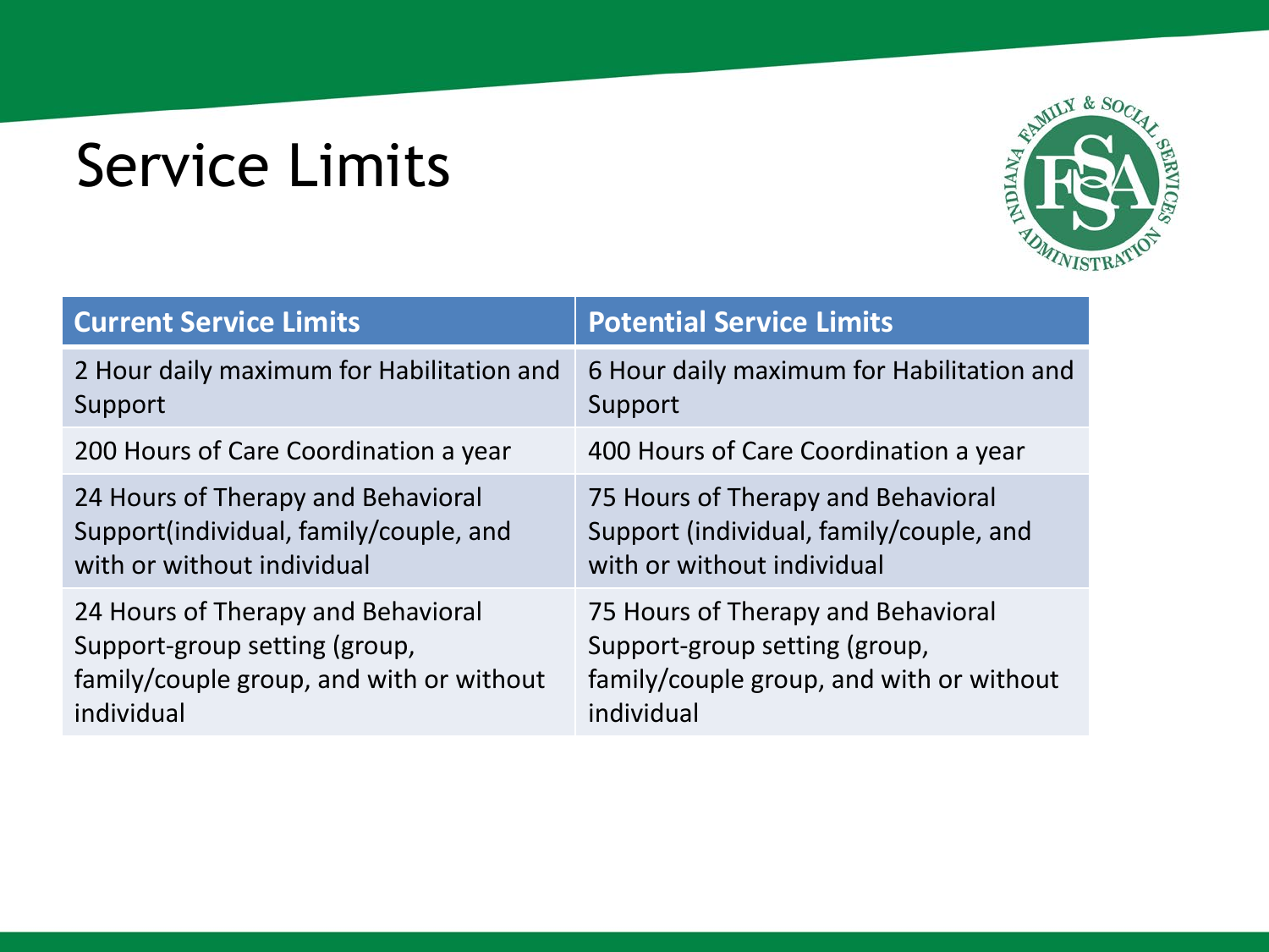# Service Limits

| Current Service Limits | Potential Service Limits |
| --- | --- |
| 2 Hour daily maximum for Habilitation and Support | 6 Hour daily maximum for Habilitation and Support |
| 200 Hours of Care Coordination a year | 400 Hours of Care Coordination a year |
| 24 Hours of Therapy and Behavioral Support(individual, family/couple, and with or without individual | 75 Hours of Therapy and Behavioral Support (individual, family/couple, and with or without individual |
| 24 Hours of Therapy and Behavioral Support-group setting (group, family/couple group, and with or without individual | 75 Hours of Therapy and Behavioral Support-group setting (group, family/couple group, and with or without individual |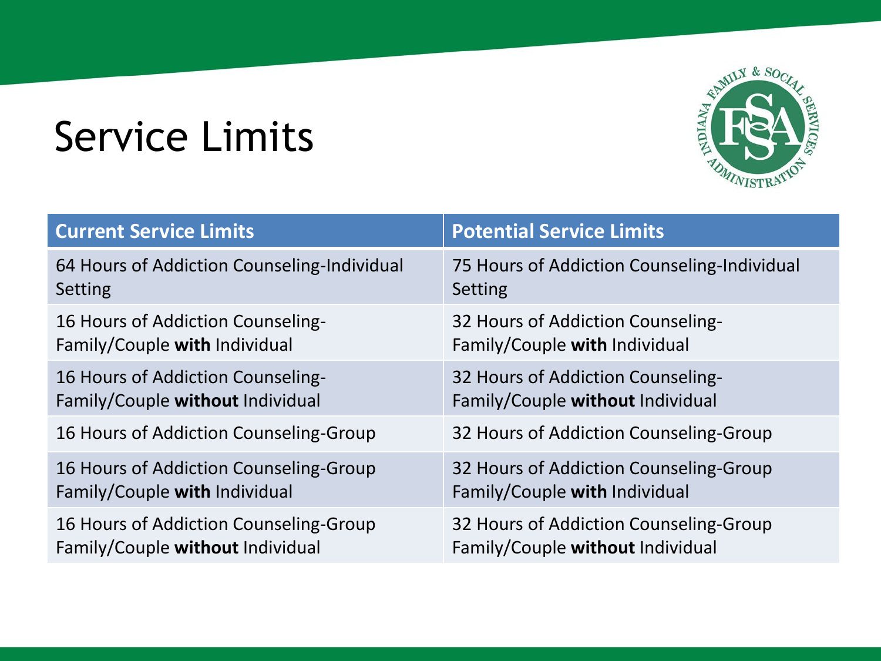# Service Limits

| Current Service Limits | Potential Service Limits |
|---|---|
| 64 Hours of Addiction Counseling-Individual Setting | 75 Hours of Addiction Counseling-Individual Setting |
| 16 Hours of Addiction Counseling-Family/Couple **with** Individual | 32 Hours of Addiction Counseling-Family/Couple **with** Individual |
| 16 Hours of Addiction Counseling-Family/Couple **without** Individual | 32 Hours of Addiction Counseling-Family/Couple **without** Individual |
| 16 Hours of Addiction Counseling-Group | 32 Hours of Addiction Counseling-Group |
| 16 Hours of Addiction Counseling-Group Family/Couple **with** Individual | 32 Hours of Addiction Counseling-Group Family/Couple **with** Individual |
| 16 Hours of Addiction Counseling-Group Family/Couple **without** Individual | 32 Hours of Addiction Counseling-Group Family/Couple **without** Individual |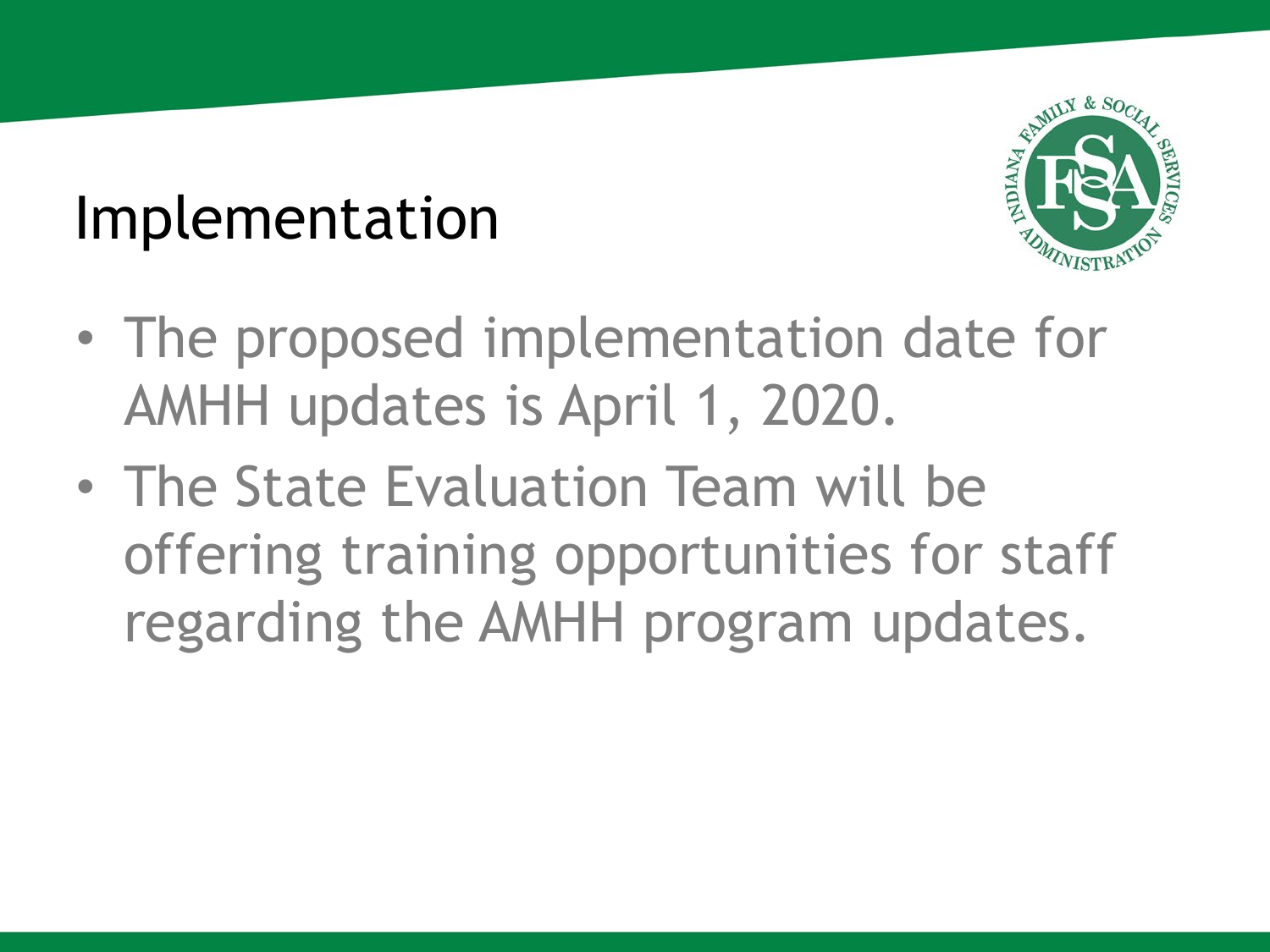# Implementation

- The proposed implementation date for AMHH updates is April 1, 2020.
- The State Evaluation Team will be offering training opportunities for staff regarding the AMHH program updates.